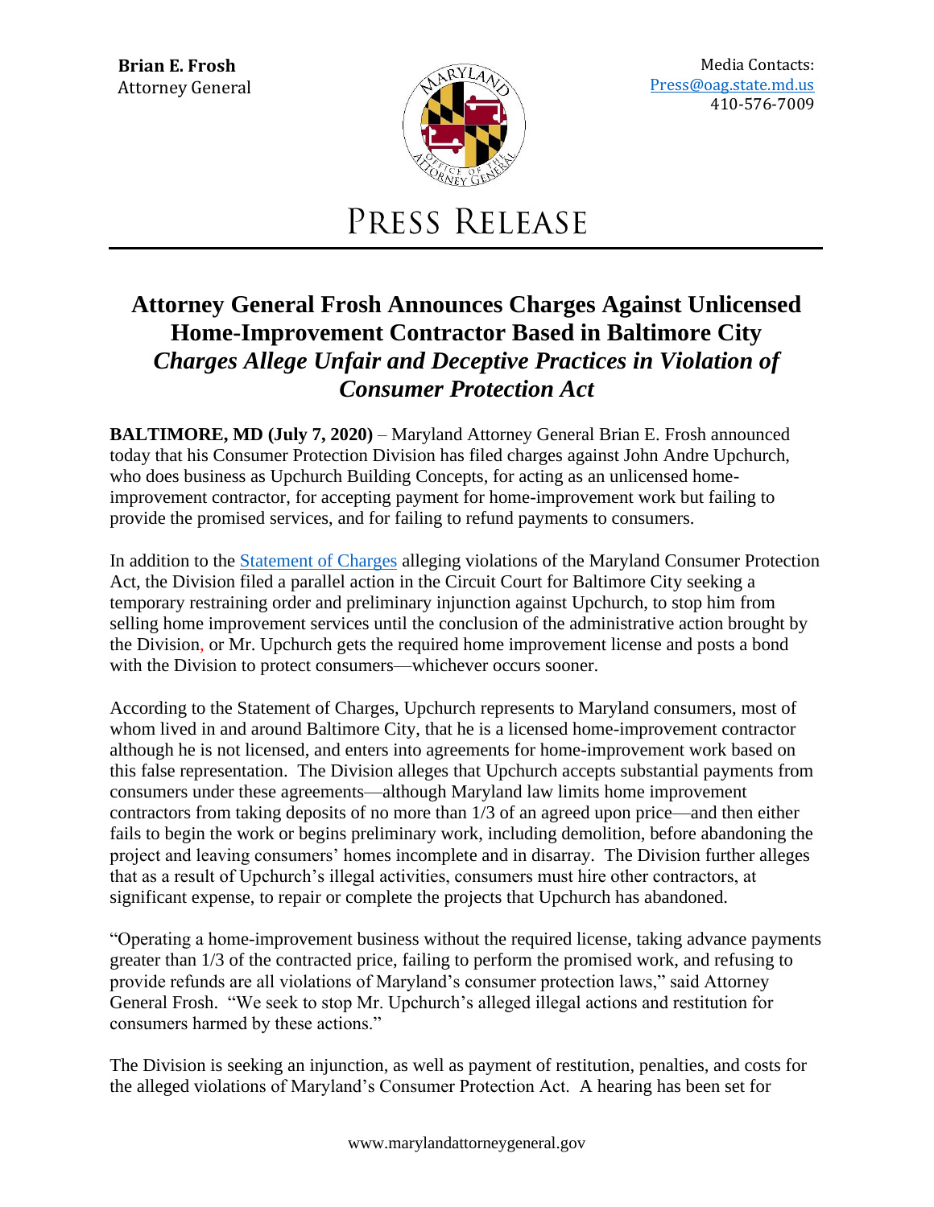**Brian E. Frosh**
Attorney General

Media Contacts:
[Press@oag.state.md.us](mailto:Press@oag.state.md.us)
410-576-7009

# PRESS RELEASE

## Attorney General Frosh Announces Charges Against Unlicensed Home-Improvement Contractor Based in Baltimore City

### *Charges Allege Unfair and Deceptive Practices in Violation of Consumer Protection Act*

**BALTIMORE, MD (July 7, 2020)** – Maryland Attorney General Brian E. Frosh announced today that his Consumer Protection Division has filed charges against John Andre Upchurch, who does business as Upchurch Building Concepts, for acting as an unlicensed home-improvement contractor, for accepting payment for home-improvement work but failing to provide the promised services, and for failing to refund payments to consumers.

In addition to the Statement of Charges alleging violations of the Maryland Consumer Protection Act, the Division filed a parallel action in the Circuit Court for Baltimore City seeking a temporary restraining order and preliminary injunction against Upchurch, to stop him from selling home improvement services until the conclusion of the administrative action brought by the Division, or Mr. Upchurch gets the required home improvement license and posts a bond with the Division to protect consumers—whichever occurs sooner.

According to the Statement of Charges, Upchurch represents to Maryland consumers, most of whom lived in and around Baltimore City, that he is a licensed home-improvement contractor although he is not licensed, and enters into agreements for home-improvement work based on this false representation. The Division alleges that Upchurch accepts substantial payments from consumers under these agreements—although Maryland law limits home improvement contractors from taking deposits of no more than 1/3 of an agreed upon price—and then either fails to begin the work or begins preliminary work, including demolition, before abandoning the project and leaving consumers' homes incomplete and in disarray. The Division further alleges that as a result of Upchurch's illegal activities, consumers must hire other contractors, at significant expense, to repair or complete the projects that Upchurch has abandoned.

"Operating a home-improvement business without the required license, taking advance payments greater than 1/3 of the contracted price, failing to perform the promised work, and refusing to provide refunds are all violations of Maryland's consumer protection laws," said Attorney General Frosh. "We seek to stop Mr. Upchurch's alleged illegal actions and restitution for consumers harmed by these actions."

The Division is seeking an injunction, as well as payment of restitution, penalties, and costs for the alleged violations of Maryland's Consumer Protection Act. A hearing has been set for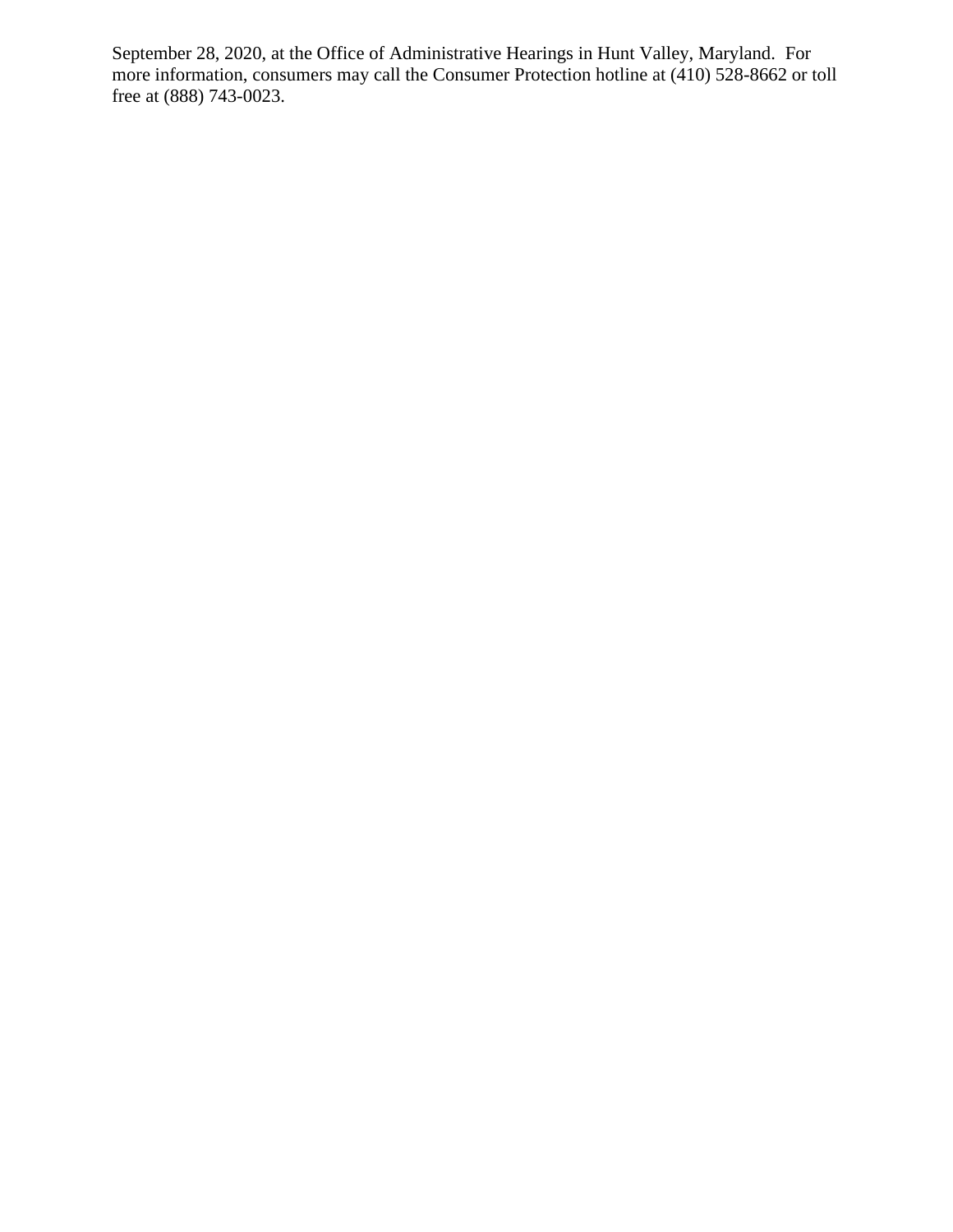September 28, 2020, at the Office of Administrative Hearings in Hunt Valley, Maryland. For more information, consumers may call the Consumer Protection hotline at (410) 528-8662 or toll free at (888) 743-0023.